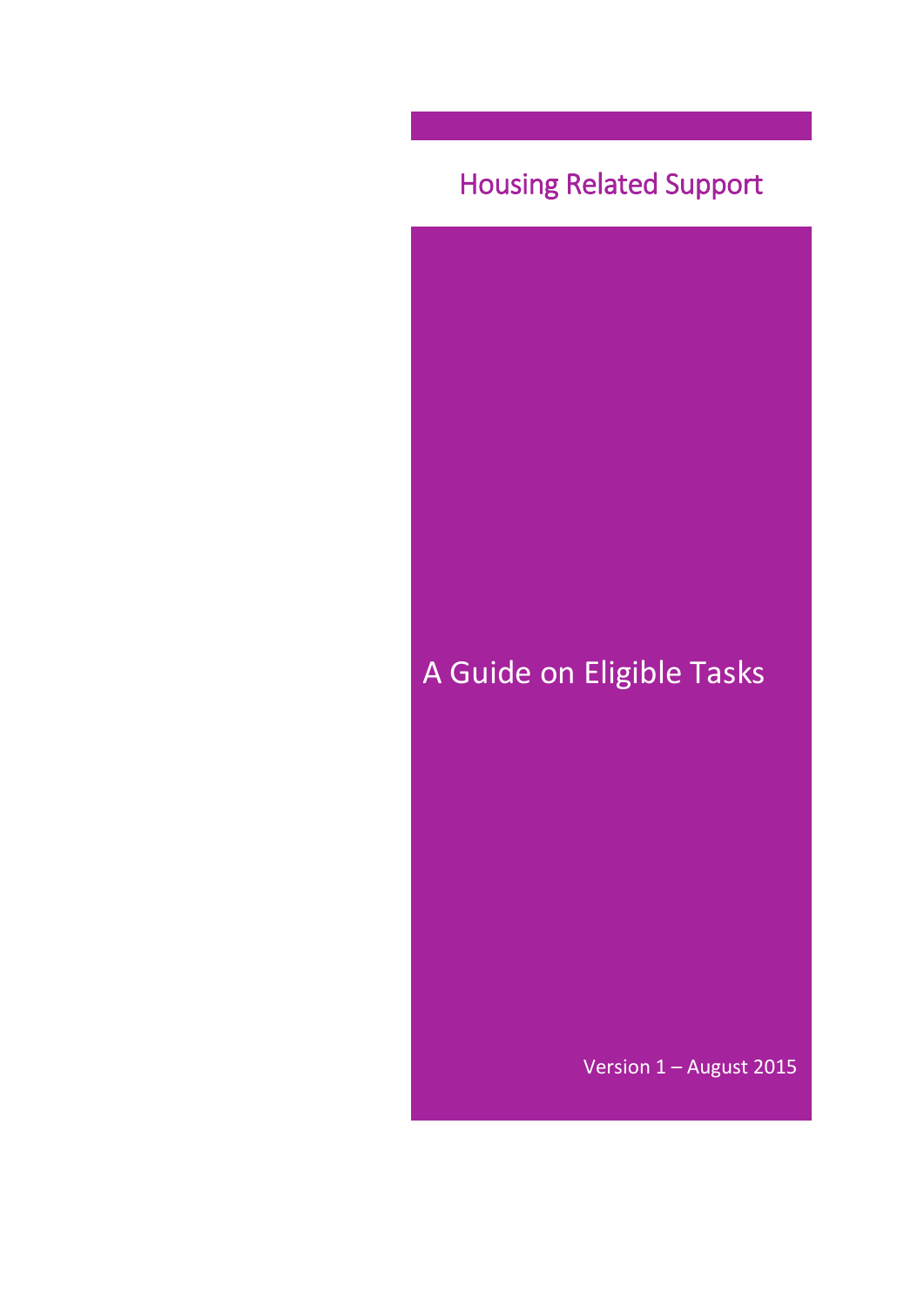Housing Related Support

# A Guide on Eligible Tasks

Version 1 – August 2015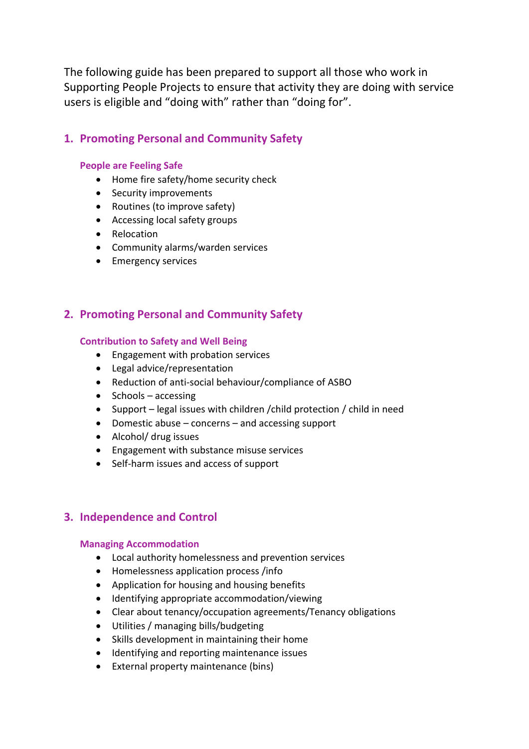The following guide has been prepared to support all those who work in Supporting People Projects to ensure that activity they are doing with service users is eligible and "doing with" rather than "doing for".

## 1. Promoting Personal and Community Safety

### People are Feeling Safe

- Home fire safety/home security check
- Security improvements
- Routines (to improve safety)
- Accessing local safety groups
- Relocation
- Community alarms/warden services
- Emergency services

## 2. Promoting Personal and Community Safety

### Contribution to Safety and Well Being

- Engagement with probation services
- Legal advice/representation
- Reduction of anti-social behaviour/compliance of ASBO
- Schools – accessing
- Support – legal issues with children /child protection / child in need
- Domestic abuse – concerns – and accessing support
- Alcohol/ drug issues
- Engagement with substance misuse services
- Self-harm issues and access of support

## 3. Independence and Control

### Managing Accommodation

- Local authority homelessness and prevention services
- Homelessness application process /info
- Application for housing and housing benefits
- Identifying appropriate accommodation/viewing
- Clear about tenancy/occupation agreements/Tenancy obligations
- Utilities / managing bills/budgeting
- Skills development in maintaining their home
- Identifying and reporting maintenance issues
- External property maintenance (bins)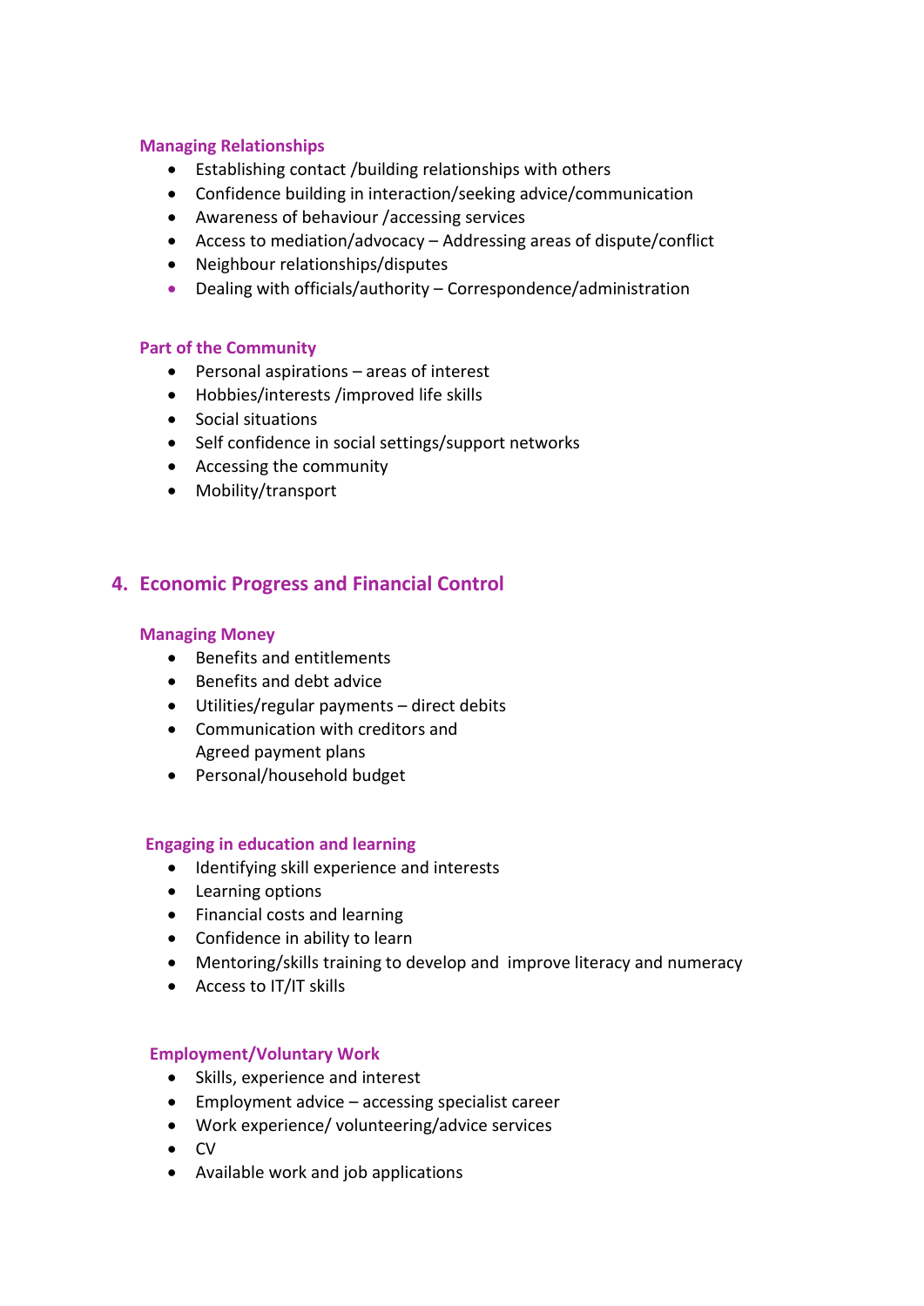### Managing Relationships

- Establishing contact /building relationships with others
- Confidence building in interaction/seeking advice/communication
- Awareness of behaviour /accessing services
- Access to mediation/advocacy – Addressing areas of dispute/conflict
- Neighbour relationships/disputes
- Dealing with officials/authority – Correspondence/administration

### Part of the Community

- Personal aspirations – areas of interest
- Hobbies/interests /improved life skills
- Social situations
- Self confidence in social settings/support networks
- Accessing the community
- Mobility/transport

## 4. Economic Progress and Financial Control

### Managing Money

- Benefits and entitlements
- Benefits and debt advice
- Utilities/regular payments – direct debits
- Communication with creditors and
  Agreed payment plans
- Personal/household budget

### Engaging in education and learning

- Identifying skill experience and interests
- Learning options
- Financial costs and learning
- Confidence in ability to learn
- Mentoring/skills training to develop and improve literacy and numeracy
- Access to IT/IT skills

### Employment/Voluntary Work

- Skills, experience and interest
- Employment advice – accessing specialist career
- Work experience/ volunteering/advice services
- CV
- Available work and job applications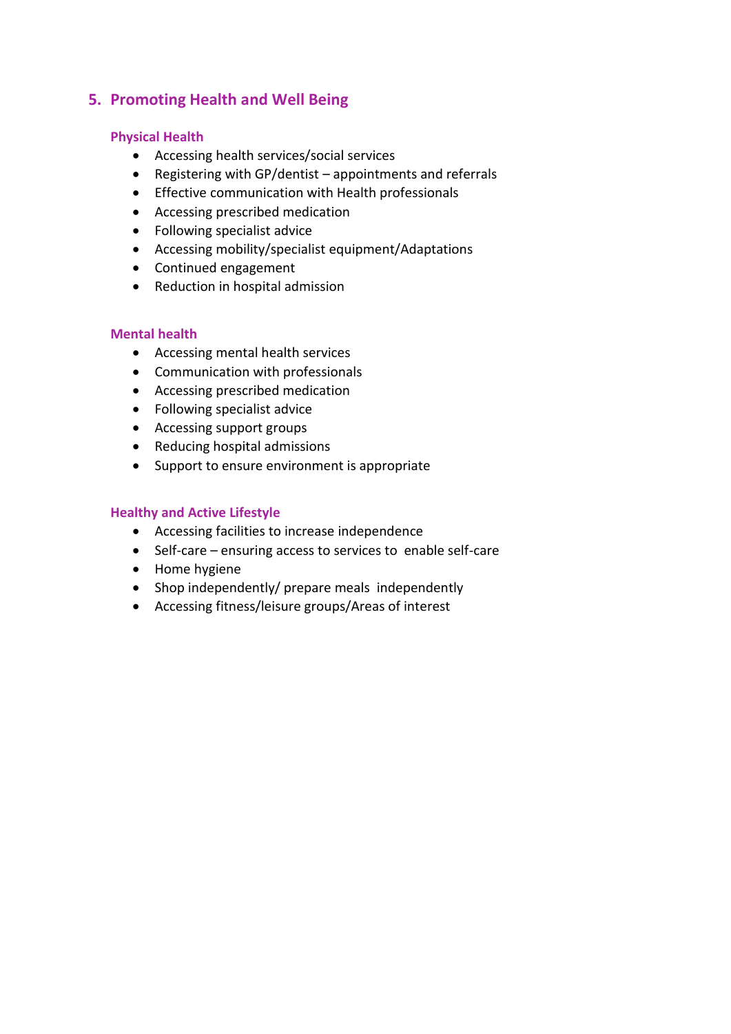## 5. Promoting Health and Well Being

### Physical Health

- Accessing health services/social services
- Registering with GP/dentist – appointments and referrals
- Effective communication with Health professionals
- Accessing prescribed medication
- Following specialist advice
- Accessing mobility/specialist equipment/Adaptations
- Continued engagement
- Reduction in hospital admission

### Mental health

- Accessing mental health services
- Communication with professionals
- Accessing prescribed medication
- Following specialist advice
- Accessing support groups
- Reducing hospital admissions
- Support to ensure environment is appropriate

### Healthy and Active Lifestyle

- Accessing facilities to increase independence
- Self-care – ensuring access to services to enable self-care
- Home hygiene
- Shop independently/ prepare meals independently
- Accessing fitness/leisure groups/Areas of interest